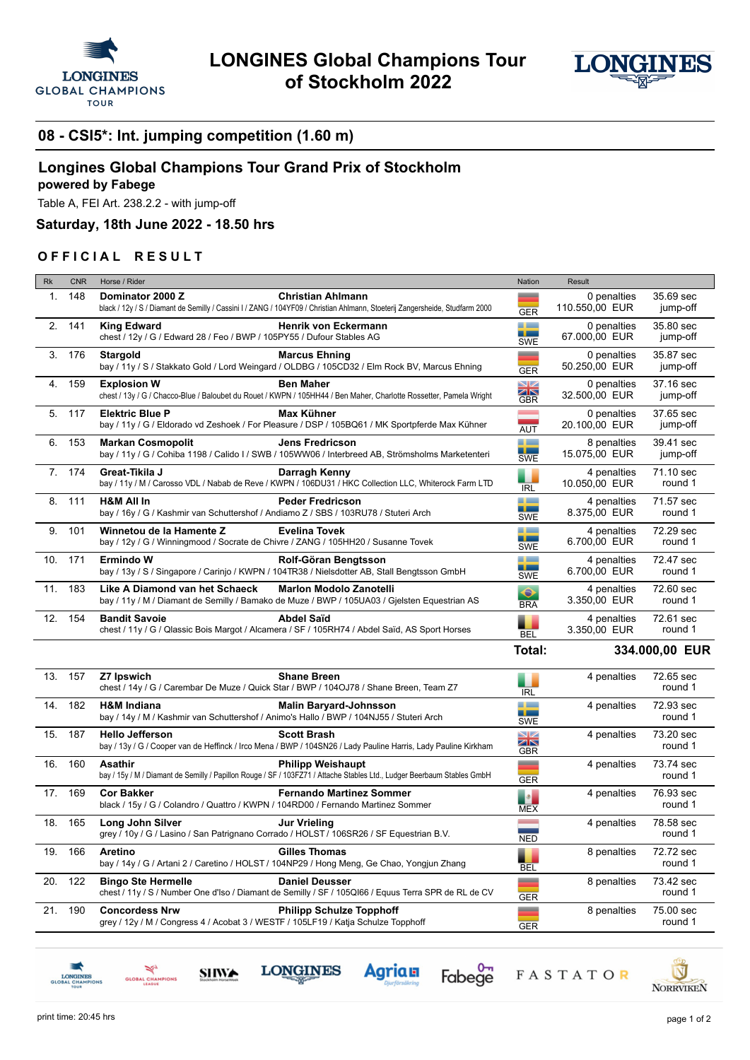# LONGINES Global Champions Tour of Stockholm 2022

## 08 - CSI5*: Int. jumping competition (1.60 m)

## Longines Global Champions Tour Grand Prix of Stockholm

**powered by Fabege**

Table A, FEI Art. 238.2.2 - with jump-off

**Saturday, 18th June 2022 - 18.50 hrs**

### OFFICIAL RESULT

| Rk | CNR | Horse / Rider | Nation | Result | |
|---|---|---|---|---|---|
| 1. | 148 | **Dominator 2000 Z** **Christian Ahlmann**<br>black / 12y / S / Diamant de Semilly / Cassini I / ZANG / 104YF09 / Christian Ahlmann, Stoeterij Zangersheide, Studfarm 2000 | GER | 0 penalties<br>110.550,00 EUR | 35.69 sec<br>jump-off |
| 2. | 141 | **King Edward** **Henrik von Eckermann**<br>chest / 12y / G / Edward 28 / Feo / BWP / 105PY55 / Dufour Stables AG | SWE | 0 penalties<br>67.000,00 EUR | 35.80 sec<br>jump-off |
| 3. | 176 | **Stargold** **Marcus Ehning**<br>bay / 11y / S / Stakkato Gold / Lord Weingard / OLDBG / 105CD32 / Elm Rock BV, Marcus Ehning | GER | 0 penalties<br>50.250,00 EUR | 35.87 sec<br>jump-off |
| 4. | 159 | **Explosion W** **Ben Maher**<br>chest / 13y / G / Chacco-Blue / Baloubet du Rouet / KWPN / 105HH44 / Ben Maher, Charlotte Rossetter, Pamela Wright | GBR | 0 penalties<br>32.500,00 EUR | 37.16 sec<br>jump-off |
| 5. | 117 | **Elektric Blue P** **Max Kühner**<br>bay / 11y / G / Eldorado vd Zeshoek / For Pleasure / DSP / 105BQ61 / MK Sportpferde Max Kühner | AUT | 0 penalties<br>20.100,00 EUR | 37.65 sec<br>jump-off |
| 6. | 153 | **Markan Cosmopolit** **Jens Fredricson**<br>bay / 11y / G / Cohiba 1198 / Calido I / SWB / 105WW06 / Interbreed AB, Strömsholms Marketenteri | SWE | 8 penalties<br>15.075,00 EUR | 39.41 sec<br>jump-off |
| 7. | 174 | **Great-Tikila J** **Darragh Kenny**<br>bay / 11y / M / Carosso VDL / Nabab de Reve / KWPN / 106DU31 / HKC Collection LLC, Whiterock Farm LTD | IRL | 4 penalties<br>10.050,00 EUR | 71.10 sec<br>round 1 |
| 8. | 111 | **H&M All In** **Peder Fredricson**<br>bay / 16y / G / Kashmir van Schuttershof / Andiamo Z / SBS / 103RU78 / Stuteri Arch | SWE | 4 penalties<br>8.375,00 EUR | 71.57 sec<br>round 1 |
| 9. | 101 | **Winnetou de la Hamente Z** **Evelina Tovek**<br>bay / 12y / G / Winningmood / Socrate de Chivre / ZANG / 105HH20 / Susanne Tovek | SWE | 4 penalties<br>6.700,00 EUR | 72.29 sec<br>round 1 |
| 10. | 171 | **Ermindo W** **Rolf-Göran Bengtsson**<br>bay / 13y / S / Singapore / Carinjo / KWPN / 104TR38 / Nielsdotter AB, Stall Bengtsson GmbH | SWE | 4 penalties<br>6.700,00 EUR | 72.47 sec<br>round 1 |
| 11. | 183 | **Like A Diamond van het Schaeck** **Marlon Modolo Zanotelli**<br>bay / 11y / M / Diamant de Semilly / Bamako de Muze / BWP / 105UA03 / Gjelsten Equestrian AS | BRA | 4 penalties<br>3.350,00 EUR | 72.60 sec<br>round 1 |
| 12. | 154 | **Bandit Savoie** **Abdel Saïd**<br>chest / 11y / G / Qlassic Bois Margot / Alcamera / SF / 105RH74 / Abdel Saïd, AS Sport Horses | BEL | 4 penalties<br>3.350,00 EUR | 72.61 sec<br>round 1 |
| | | | **Total:** | **334.000,00 EUR** | |
| 13. | 157 | **Z7 Ipswich** **Shane Breen**<br>chest / 14y / G / Carembar De Muze / Quick Star / BWP / 104OJ78 / Shane Breen, Team Z7 | IRL | 4 penalties | 72.65 sec<br>round 1 |
| 14. | 182 | **H&M Indiana** **Malin Baryard-Johnsson**<br>bay / 14y / M / Kashmir van Schuttershof / Animo's Hallo / BWP / 104NJ55 / Stuteri Arch | SWE | 4 penalties | 72.93 sec<br>round 1 |
| 15. | 187 | **Hello Jefferson** **Scott Brash**<br>bay / 13y / G / Cooper van de Heffinck / Irco Mena / BWP / 104SN26 / Lady Pauline Harris, Lady Pauline Kirkham | GBR | 4 penalties | 73.20 sec<br>round 1 |
| 16. | 160 | **Asathir** **Philipp Weishaupt**<br>bay / 15y / M / Diamant de Semilly / Papillon Rouge / SF / 103FZ71 / Attache Stables Ltd., Ludger Beerbaum Stables GmbH | GER | 4 penalties | 73.74 sec<br>round 1 |
| 17. | 169 | **Cor Bakker** **Fernando Martinez Sommer**<br>black / 15y / G / Colandro / Quattro / KWPN / 104RD00 / Fernando Martinez Sommer | MEX | 4 penalties | 76.93 sec<br>round 1 |
| 18. | 165 | **Long John Silver** **Jur Vrieling**<br>grey / 10y / G / Lasino / San Patrignano Corrado / HOLST / 106SR26 / SF Equestrian B.V. | NED | 4 penalties | 78.58 sec<br>round 1 |
| 19. | 166 | **Aretino** **Gilles Thomas**<br>bay / 14y / G / Artani 2 / Caretino / HOLST / 104NP29 / Hong Meng, Ge Chao, Yongjun Zhang | BEL | 8 penalties | 72.72 sec<br>round 1 |
| 20. | 122 | **Bingo Ste Hermelle** **Daniel Deusser**<br>chest / 11y / S / Number One d'Iso / Diamant de Semilly / SF / 103FZ71 / Equus Terra SPR de RL de CV | GER | 8 penalties | 73.42 sec<br>round 1 |
| 21. | 190 | **Concordess Nrw** **Philipp Schulze Topphoff**<br>grey / 12y / M / Congress 4 / Acobat 3 / WESTF / 105LF19 / Katja Schulze Topphoff | GER | 8 penalties | 75.00 sec<br>round 1 |

print time: 20:45 hrs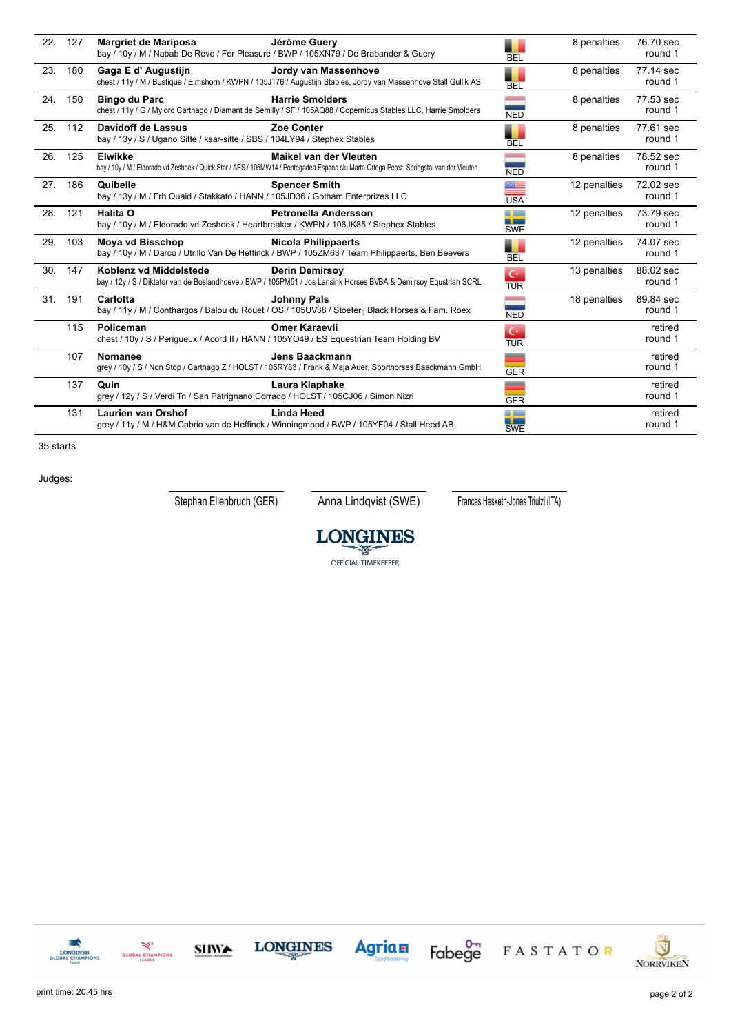| | | | | | | |
|---|---|---|---|---|---|---|
| 22. | 127 | **Margriet de Mariposa** bay / 10y / M / Nabab De Reve / For Pleasure / BWP / 105XN79 / De Brabander & Guery | **Jérôme Guery** | BEL | 8 penalties | 76.70 sec round 1 |
| 23. | 180 | **Gaga E d' Augustijn** chest / 11y / M / Bustique / Elmshorn / KWPN / 105JT76 / Augustijn Stables, Jordy van Massenhove Stall Gullik AS | **Jordy van Massenhove** | BEL | 8 penalties | 77.14 sec round 1 |
| 24. | 150 | **Bingo du Parc** chest / 11y / G / Mylord Carthago / Diamant de Semilly / SF / 105AQ88 / Copernicus Stables LLC, Harrie Smolders | **Harrie Smolders** | NED | 8 penalties | 77.53 sec round 1 |
| 25. | 112 | **Davidoff de Lassus** bay / 13y / S / Ugano Sitte / ksar-sitte / SBS / 104LY94 / Stephex Stables | **Zoe Conter** | BEL | 8 penalties | 77.61 sec round 1 |
| 26. | 125 | **Elwikke** bay / 10y / M / Eldorado vd Zeshoek / Quick Star / AES / 105MW14 / Pontegadea Espana slu Marta Ortega Perez, Springstal van der Vleuten | **Maikel van der Vleuten** | NED | 8 penalties | 78.52 sec round 1 |
| 27. | 186 | **Quibelle** bay / 13y / M / Frh Quaid / Stakkato / HANN / 105JD36 / Gotham Enterprizes LLC | **Spencer Smith** | USA | 12 penalties | 72.02 sec round 1 |
| 28. | 121 | **Halita O** bay / 10y / M / Eldorado vd Zeshoek / Heartbreaker / KWPN / 106JK85 / Stephex Stables | **Petronella Andersson** | SWE | 12 penalties | 73.79 sec round 1 |
| 29. | 103 | **Moya vd Bisschop** bay / 10y / M / Darco / Utrillo Van De Heffinck / BWP / 105ZM63 / Team Philippaerts, Ben Beevers | **Nicola Philippaerts** | BEL | 12 penalties | 74.07 sec round 1 |
| 30. | 147 | **Koblenz vd Middelstede** bay / 12y / S / Diktator van de Boslandhoeve / BWP / 105PM51 / Jos Lansink Horses BVBA & Demirsoy Equstrian SCRL | **Derin Demirsoy** | TUR | 13 penalties | 88.02 sec round 1 |
| 31. | 191 | **Carlotta** bay / 11y / M / Conthargos / Balou du Rouet / OS / 105UV38 / Stoeterij Black Horses & Fam. Roex | **Johnny Pals** | NED | 18 penalties | 89.84 sec round 1 |
| | 115 | **Policeman** chest / 10y / S / Perigueux / Acord II / HANN / 105YO49 / ES Equestrian Team Holding BV | **Omer Karaevli** | TUR | | retired round 1 |
| | 107 | **Nomanee** grey / 10y / S / Non Stop / Carthago Z / HOLST / 105RY83 / Frank & Maja Auer, Sporthorses Baackmann GmbH | **Jens Baackmann** | GER | | retired round 1 |
| | 137 | **Quin** grey / 12y / S / Verdi Tn / San Patrignano Corrado / HOLST / 105CJ06 / Simon Nizri | **Laura Klaphake** | GER | | retired round 1 |
| | 131 | **Laurien van Orshof** grey / 11y / M / H&M Cabrio van de Heffinck / Winningmood / BWP / 105YF04 / Stall Heed AB | **Linda Heed** | SWE | | retired round 1 |

35 starts

Judges:

Stephan Ellenbruch (GER) | Anna Lindqvist (SWE) | Frances Hesketh-Jones Triulzi (ITA)

LONGINES
OFFICIAL TIMEKEEPER

print time: 20:45 hrs